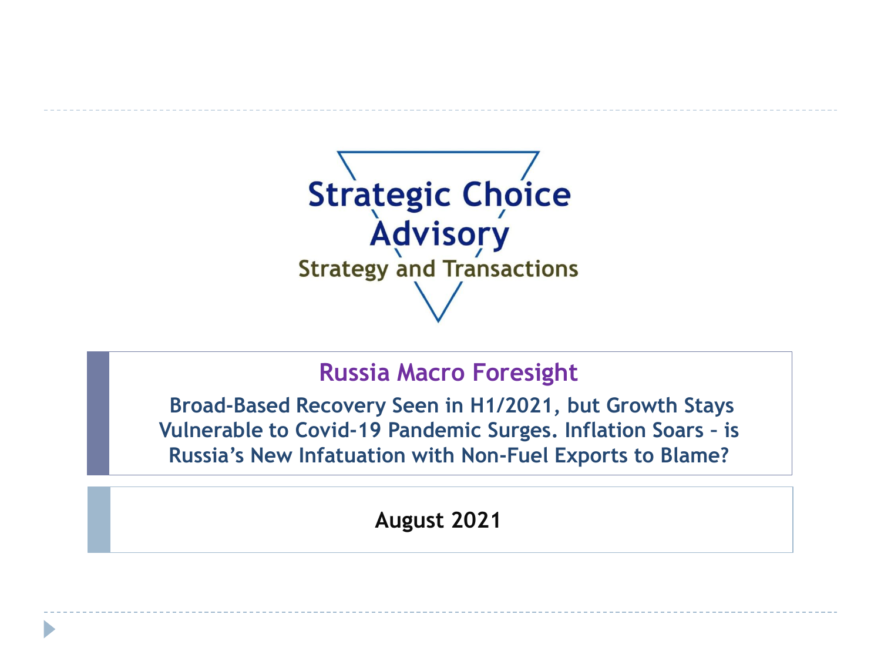Strategic Choice Advisory

Strategy and Transactions

# Russia Macro Foresight

**Broad-Based Recovery Seen in H1/2021, but Growth Stays Vulnerable to Covid-19 Pandemic Surges. Inflation Soars – is Russia's New Infatuation with Non-Fuel Exports to Blame?**

**August 2021**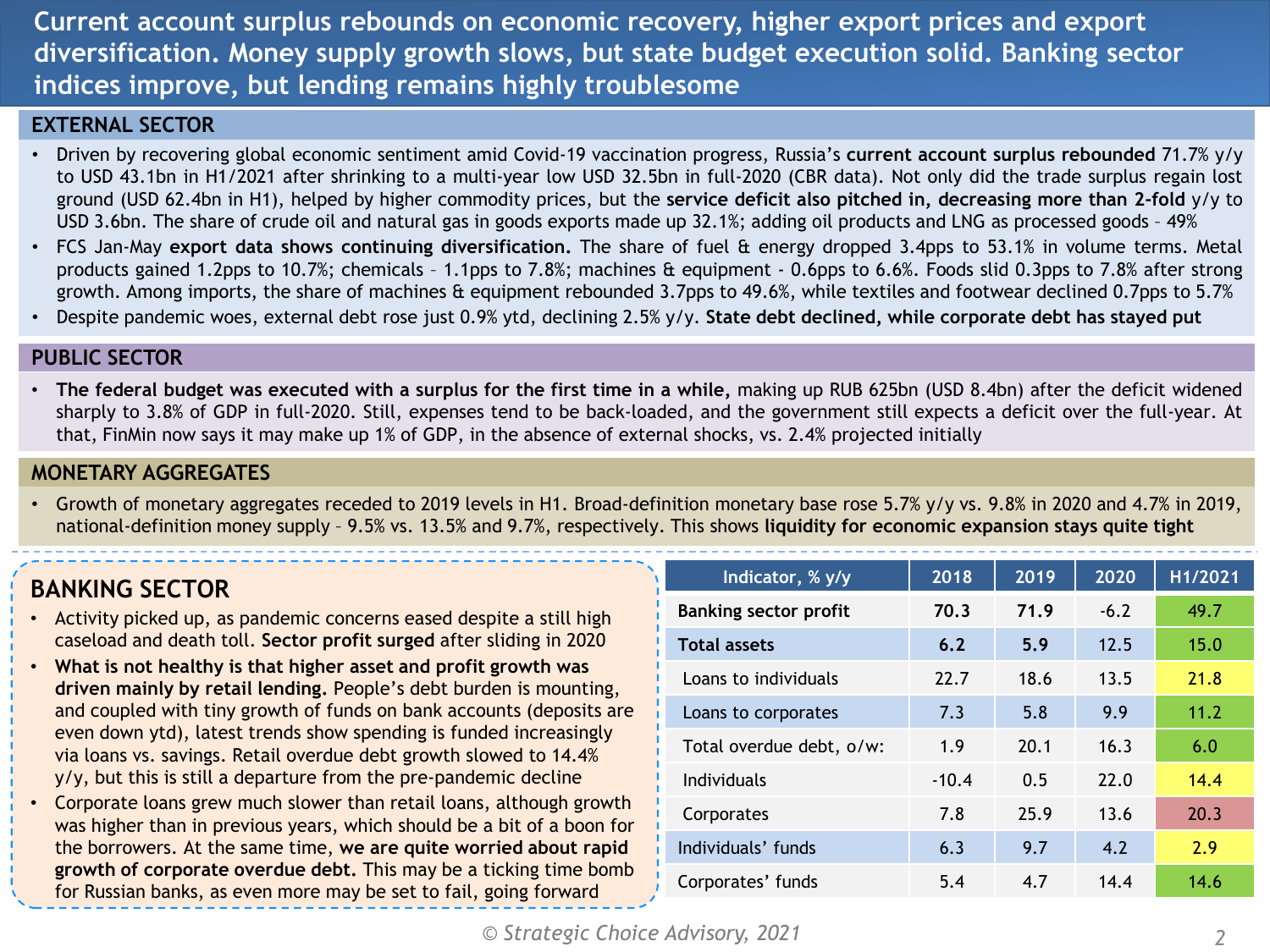# Current account surplus rebounds on economic recovery, higher export prices and export diversification. Money supply growth slows, but state budget execution solid. Banking sector indices improve, but lending remains highly troublesome

## EXTERNAL SECTOR

- Driven by recovering global economic sentiment amid Covid-19 vaccination progress, Russia's **current account surplus rebounded** 71.7% y/y to USD 43.1bn in H1/2021 after shrinking to a multi-year low USD 32.5bn in full-2020 (CBR data). Not only did the trade surplus regain lost ground (USD 62.4bn in H1), helped by higher commodity prices, but the **service deficit also pitched in, decreasing more than 2-fold** y/y to USD 3.6bn. The share of crude oil and natural gas in goods exports made up 32.1%; adding oil products and LNG as processed goods – 49%
- FCS Jan-May **export data shows continuing diversification.** The share of fuel & energy dropped 3.4pps to 53.1% in volume terms. Metal products gained 1.2pps to 10.7%; chemicals – 1.1pps to 7.8%; machines & equipment - 0.6pps to 6.6%. Foods slid 0.3pps to 7.8% after strong growth. Among imports, the share of machines & equipment rebounded 3.7pps to 49.6%, while textiles and footwear declined 0.7pps to 5.7%
- Despite pandemic woes, external debt rose just 0.9% ytd, declining 2.5% y/y. **State debt declined, while corporate debt has stayed put**

## PUBLIC SECTOR

- **The federal budget was executed with a surplus for the first time in a while,** making up RUB 625bn (USD 8.4bn) after the deficit widened sharply to 3.8% of GDP in full-2020. Still, expenses tend to be back-loaded, and the government still expects a deficit over the full-year. At that, FinMin now says it may make up 1% of GDP, in the absence of external shocks, vs. 2.4% projected initially

## MONETARY AGGREGATES

- Growth of monetary aggregates receded to 2019 levels in H1. Broad-definition monetary base rose 5.7% y/y vs. 9.8% in 2020 and 4.7% in 2019, national-definition money supply – 9.5% vs. 13.5% and 9.7%, respectively. This shows **liquidity for economic expansion stays quite tight**

## BANKING SECTOR

- Activity picked up, as pandemic concerns eased despite a still high caseload and death toll. **Sector profit surged** after sliding in 2020
- **What is not healthy is that higher asset and profit growth was driven mainly by retail lending.** People's debt burden is mounting, and coupled with tiny growth of funds on bank accounts (deposits are even down ytd), latest trends show spending is funded increasingly via loans vs. savings. Retail overdue debt growth slowed to 14.4% y/y, but this is still a departure from the pre-pandemic decline
- Corporate loans grew much slower than retail loans, although growth was higher than in previous years, which should be a bit of a boon for the borrowers. At the same time, **we are quite worried about rapid growth of corporate overdue debt.** This may be a ticking time bomb for Russian banks, as even more may be set to fail, going forward

| Indicator, % y/y | 2018 | 2019 | 2020 | H1/2021 |
|---|---|---|---|---|
| **Banking sector profit** | **70.3** | **71.9** | -6.2 | 49.7 |
| **Total assets** | **6.2** | **5.9** | 12.5 | 15.0 |
| Loans to individuals | 22.7 | 18.6 | 13.5 | 21.8 |
| Loans to corporates | 7.3 | 5.8 | 9.9 | 11.2 |
| Total overdue debt, o/w: | 1.9 | 20.1 | 16.3 | 6.0 |
| Individuals | -10.4 | 0.5 | 22.0 | 14.4 |
| Corporates | 7.8 | 25.9 | 13.6 | 20.3 |
| Individuals' funds | 6.3 | 9.7 | 4.2 | 2.9 |
| Corporates' funds | 5.4 | 4.7 | 14.4 | 14.6 |

*© Strategic Choice Advisory, 2021*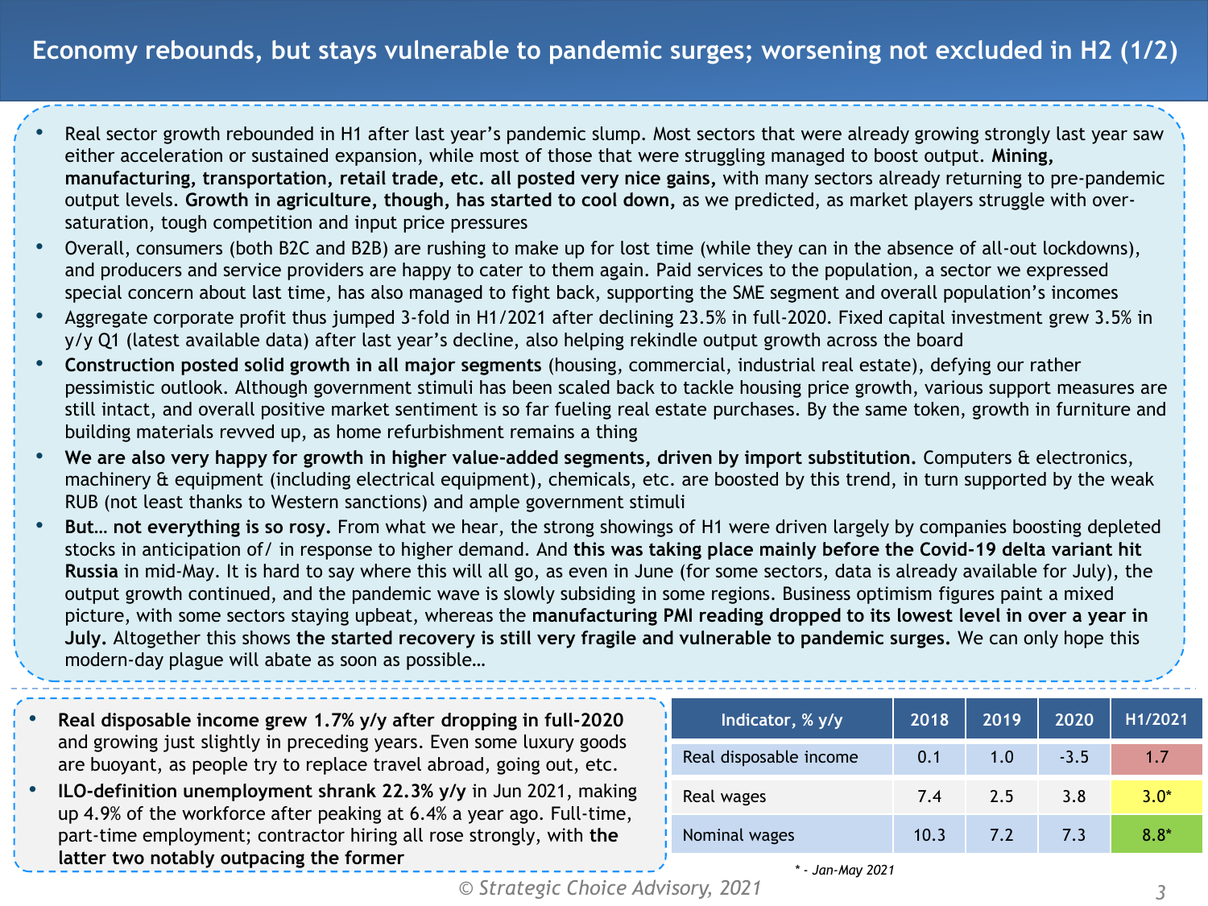# Economy rebounds, but stays vulnerable to pandemic surges; worsening not excluded in H2 (1/2)

- Real sector growth rebounded in H1 after last year's pandemic slump. Most sectors that were already growing strongly last year saw either acceleration or sustained expansion, while most of those that were struggling managed to boost output. **Mining, manufacturing, transportation, retail trade, etc. all posted very nice gains,** with many sectors already returning to pre-pandemic output levels. **Growth in agriculture, though, has started to cool down,** as we predicted, as market players struggle with over-saturation, tough competition and input price pressures
- Overall, consumers (both B2C and B2B) are rushing to make up for lost time (while they can in the absence of all-out lockdowns), and producers and service providers are happy to cater to them again. Paid services to the population, a sector we expressed special concern about last time, has also managed to fight back, supporting the SME segment and overall population's incomes
- Aggregate corporate profit thus jumped 3-fold in H1/2021 after declining 23.5% in full-2020. Fixed capital investment grew 3.5% in y/y Q1 (latest available data) after last year's decline, also helping rekindle output growth across the board
- **Construction posted solid growth in all major segments** (housing, commercial, industrial real estate), defying our rather pessimistic outlook. Although government stimuli has been scaled back to tackle housing price growth, various support measures are still intact, and overall positive market sentiment is so far fueling real estate purchases. By the same token, growth in furniture and building materials revved up, as home refurbishment remains a thing
- **We are also very happy for growth in higher value-added segments, driven by import substitution.** Computers & electronics, machinery & equipment (including electrical equipment), chemicals, etc. are boosted by this trend, in turn supported by the weak RUB (not least thanks to Western sanctions) and ample government stimuli
- **But… not everything is so rosy.** From what we hear, the strong showings of H1 were driven largely by companies boosting depleted stocks in anticipation of/ in response to higher demand. And **this was taking place mainly before the Covid-19 delta variant hit Russia** in mid-May. It is hard to say where this will all go, as even in June (for some sectors, data is already available for July), the output growth continued, and the pandemic wave is slowly subsiding in some regions. Business optimism figures paint a mixed picture, with some sectors staying upbeat, whereas the **manufacturing PMI reading dropped to its lowest level in over a year in July.** Altogether this shows **the started recovery is still very fragile and vulnerable to pandemic surges.** We can only hope this modern-day plague will abate as soon as possible…

- **Real disposable income grew 1.7% y/y after dropping in full-2020** and growing just slightly in preceding years. Even some luxury goods are buoyant, as people try to replace travel abroad, going out, etc.
- **ILO-definition unemployment shrank 22.3% y/y** in Jun 2021, making up 4.9% of the workforce after peaking at 6.4% a year ago. Full-time, part-time employment; contractor hiring all rose strongly, with **the latter two notably outpacing the former**

| Indicator, % y/y | 2018 | 2019 | 2020 | H1/2021 |
|---|---|---|---|---|
| Real disposable income | 0.1 | 1.0 | -3.5 | 1.7 |
| Real wages | 7.4 | 2.5 | 3.8 | 3.0* |
| Nominal wages | 10.3 | 7.2 | 7.3 | 8.8* |

*\* - Jan-May 2021*

*© Strategic Choice Advisory, 2021*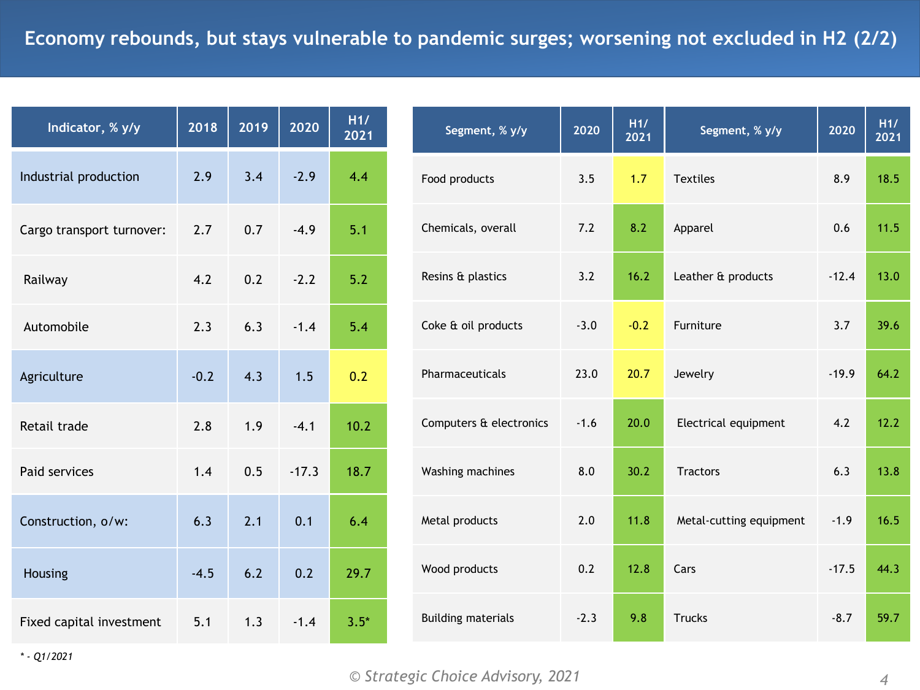# Economy rebounds, but stays vulnerable to pandemic surges; worsening not excluded in H2 (2/2)

| Indicator, % y/y | 2018 | 2019 | 2020 | H1/2021 |
|---|---|---|---|---|
| Industrial production | 2.9 | 3.4 | -2.9 | 4.4 |
| Cargo transport turnover: | 2.7 | 0.7 | -4.9 | 5.1 |
| Railway | 4.2 | 0.2 | -2.2 | 5.2 |
| Automobile | 2.3 | 6.3 | -1.4 | 5.4 |
| Agriculture | -0.2 | 4.3 | 1.5 | 0.2 |
| Retail trade | 2.8 | 1.9 | -4.1 | 10.2 |
| Paid services | 1.4 | 0.5 | -17.3 | 18.7 |
| Construction, o/w: | 6.3 | 2.1 | 0.1 | 6.4 |
| Housing | -4.5 | 6.2 | 0.2 | 29.7 |
| Fixed capital investment | 5.1 | 1.3 | -1.4 | 3.5* |

*\* - Q1/2021*

| Segment, % y/y | 2020 | H1/2021 | Segment, % y/y | 2020 | H1/2021 |
|---|---|---|---|---|---|
| Food products | 3.5 | 1.7 | Textiles | 8.9 | 18.5 |
| Chemicals, overall | 7.2 | 8.2 | Apparel | 0.6 | 11.5 |
| Resins & plastics | 3.2 | 16.2 | Leather & products | -12.4 | 13.0 |
| Coke & oil products | -3.0 | -0.2 | Furniture | 3.7 | 39.6 |
| Pharmaceuticals | 23.0 | 20.7 | Jewelry | -19.9 | 64.2 |
| Computers & electronics | -1.6 | 20.0 | Electrical equipment | 4.2 | 12.2 |
| Washing machines | 8.0 | 30.2 | Tractors | 6.3 | 13.8 |
| Metal products | 2.0 | 11.8 | Metal-cutting equipment | -1.9 | 16.5 |
| Wood products | 0.2 | 12.8 | Cars | -17.5 | 44.3 |
| Building materials | -2.3 | 9.8 | Trucks | -8.7 | 59.7 |

© Strategic Choice Advisory, 2021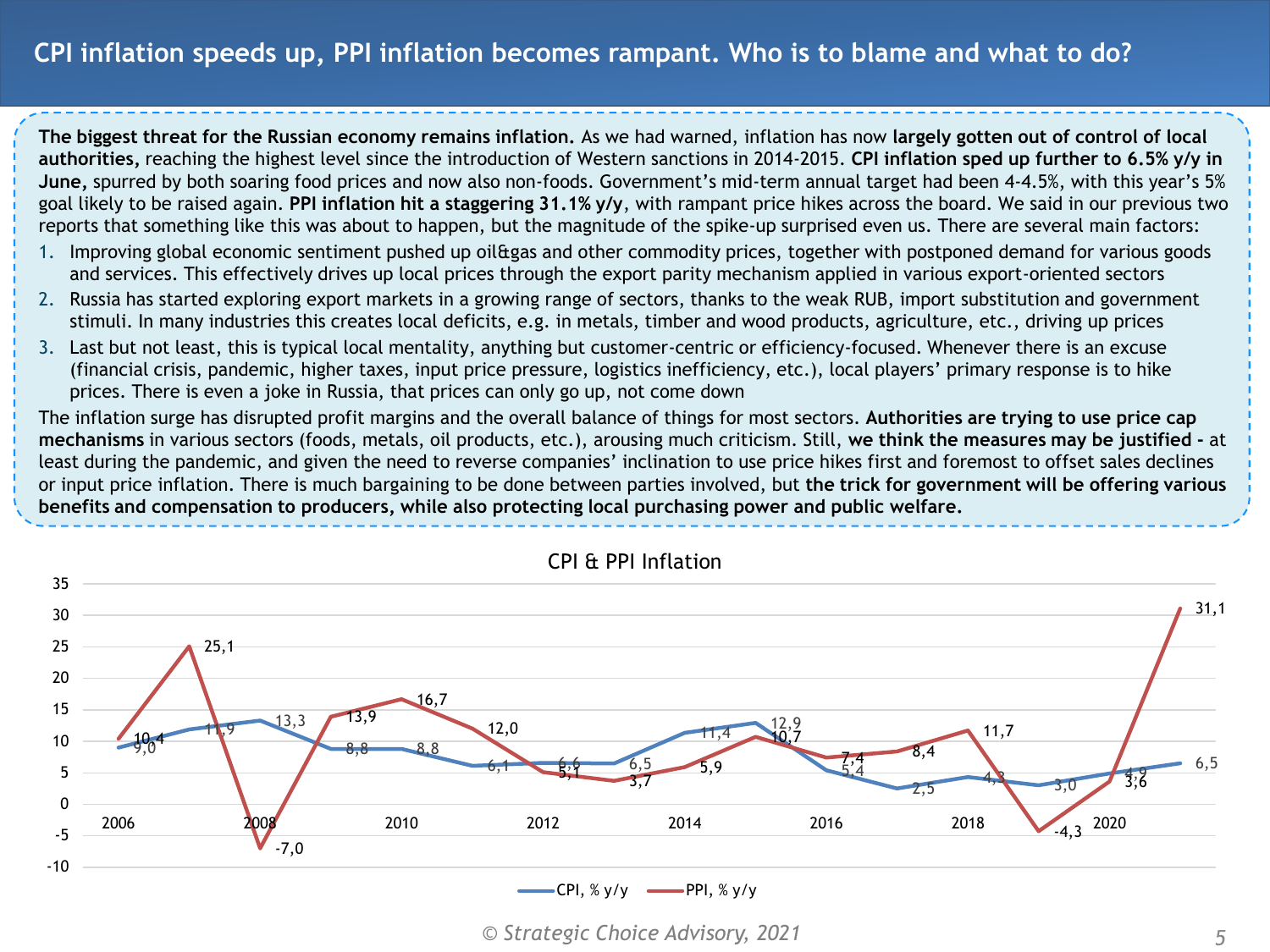# CPI inflation speeds up, PPI inflation becomes rampant. Who is to blame and what to do?

**The biggest threat for the Russian economy remains inflation.** As we had warned, inflation has now **largely gotten out of control of local authorities,** reaching the highest level since the introduction of Western sanctions in 2014-2015. **CPI inflation sped up further to 6.5% y/y in June,** spurred by both soaring food prices and now also non-foods. Government's mid-term annual target had been 4-4.5%, with this year's 5% goal likely to be raised again. **PPI inflation hit a staggering 31.1% y/y**, with rampant price hikes across the board. We said in our previous two reports that something like this was about to happen, but the magnitude of the spike-up surprised even us. There are several main factors:

1. Improving global economic sentiment pushed up oil&gas and other commodity prices, together with postponed demand for various goods and services. This effectively drives up local prices through the export parity mechanism applied in various export-oriented sectors
2. Russia has started exploring export markets in a growing range of sectors, thanks to the weak RUB, import substitution and government stimuli. In many industries this creates local deficits, e.g. in metals, timber and wood products, agriculture, etc., driving up prices
3. Last but not least, this is typical local mentality, anything but customer-centric or efficiency-focused. Whenever there is an excuse (financial crisis, pandemic, higher taxes, input price pressure, logistics inefficiency, etc.), local players' primary response is to hike prices. There is even a joke in Russia, that prices can only go up, not come down

The inflation surge has disrupted profit margins and the overall balance of things for most sectors. **Authorities are trying to use price cap mechanisms** in various sectors (foods, metals, oil products, etc.), arousing much criticism. Still, **we think the measures may be justified -** at least during the pandemic, and given the need to reverse companies' inclination to use price hikes first and foremost to offset sales declines or input price inflation. There is much bargaining to be done between parties involved, but **the trick for government will be offering various benefits and compensation to producers, while also protecting local purchasing power and public welfare.**

**CPI & PPI Inflation**

| Year | CPI, % y/y | PPI, % y/y |
|---|---|---|
| 2006 | 9,0 | 10,4 |
| 2007 | 11,9 | 25,1 |
| 2008 | 13,3 | -7,0 |
| 2009 | 8,8 | 13,9 |
| 2010 | 8,8 | 16,7 |
| 2011 | 6,1 | 12,0 |
| 2012 | 6,6 | 5,1 |
| 2013 | 6,5 | 3,7 |
| 2014 | 11,4 | 5,9 |
| 2015 | 12,9 | 10,7 |
| 2016 | 5,4 | 7,4 |
| 2017 | 2,5 | 8,4 |
| 2018 | 4,3 | 11,7 |
| 2019 | 3,0 | -4,3 |
| 2020 | 4,9 | 3,6 |
| 2021 | 6,5 | 31,1 |

© Strategic Choice Advisory, 2021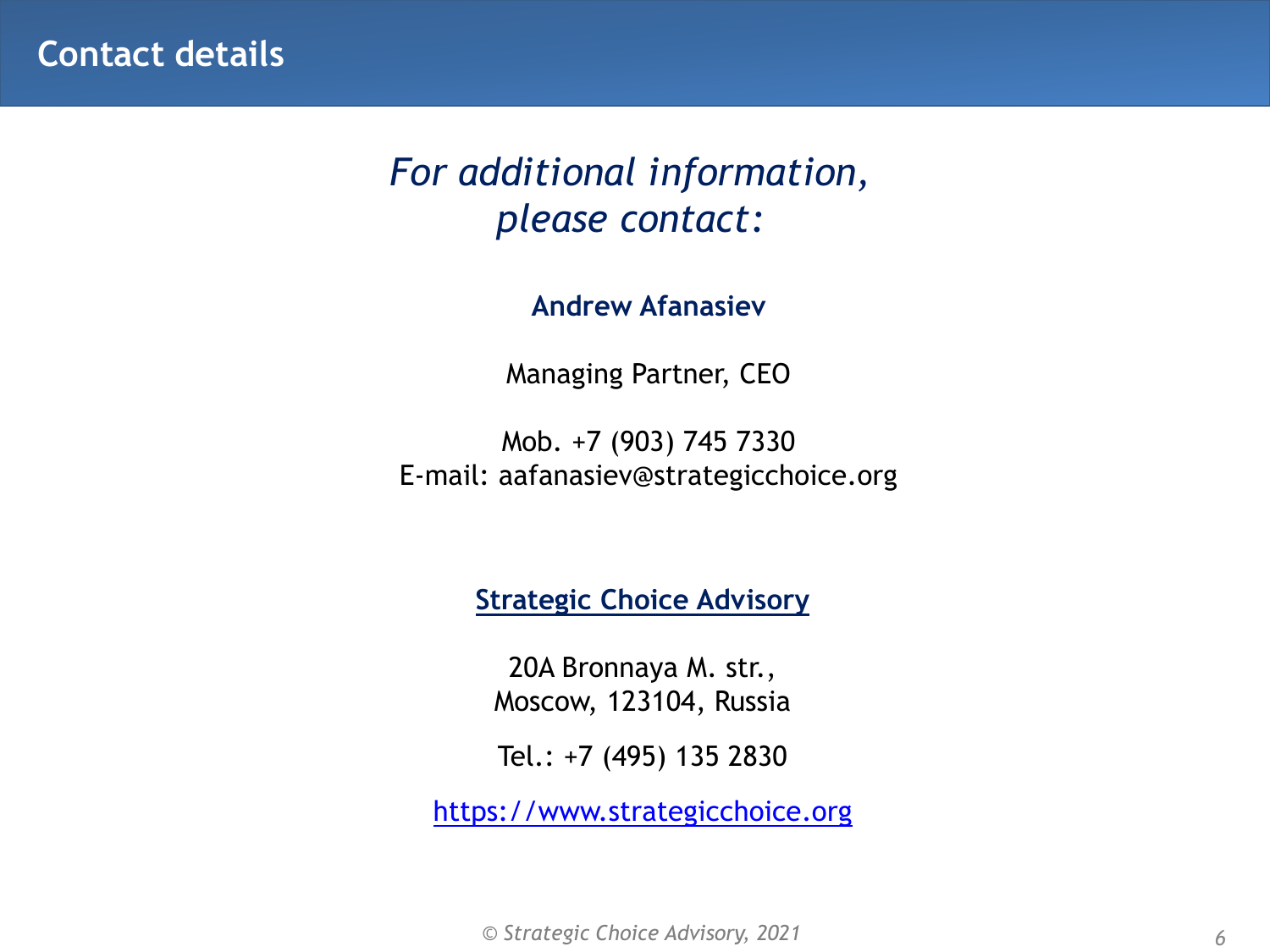# Contact details

*For additional information, please contact:*

**Andrew Afanasiev**

Managing Partner, CEO

Mob. +7 (903) 745 7330
E-mail: aafanasiev@strategicchoice.org

**Strategic Choice Advisory**

20A Bronnaya M. str.,
Moscow, 123104, Russia

Tel.: +7 (495) 135 2830

https://www.strategicchoice.org

*© Strategic Choice Advisory, 2021*